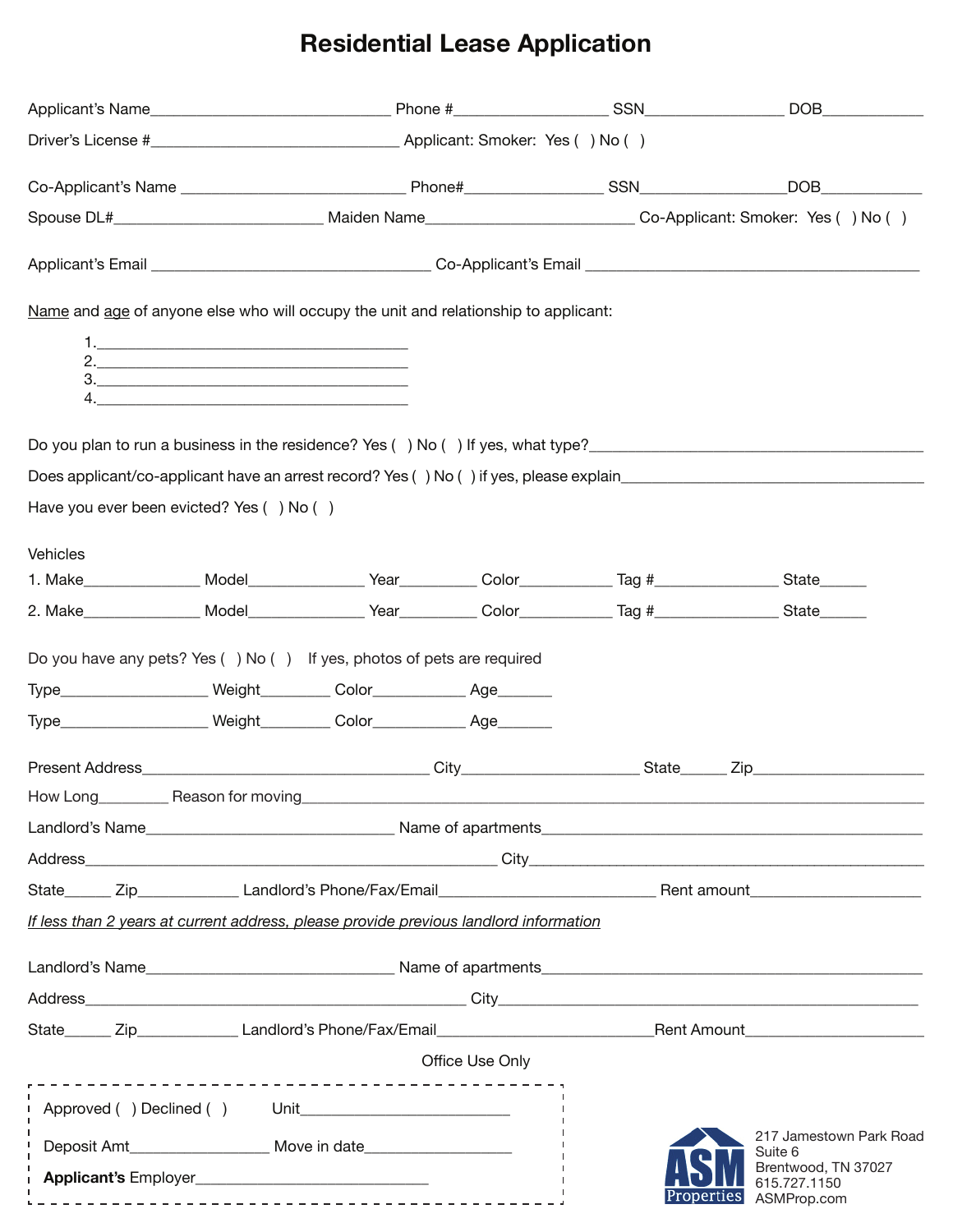# Residential Lease Application

Applicant's Name_____________________________ Phone #__________________ SSN________________ DOB____________

Driver's License #______________________________ Applicant: Smoker: Yes ( ) No ( )

Co-Applicant's Name ____________________________ Phone#________________ SSN_________________DOB____________

Spouse DL#________________________ Maiden Name________________________ Co-Applicant: Smoker: Yes ( ) No ( )

Applicant's Email __________________________________ Co-Applicant's Email ________________________________________

Name and age of anyone else who will occupy the unit and relationship to applicant:

1. ______________________________________
2. ______________________________________
3. ______________________________________
4. ______________________________________

Do you plan to run a business in the residence? Yes ( ) No ( ) If yes, what type?_________________________________________

Does applicant/co-applicant have an arrest record? Yes ( ) No ( ) if yes, please explain_____________________________________

Have you ever been evicted? Yes ( ) No ( )

Vehicles

1. Make______________ Model______________ Year_________ Color___________ Tag #_______________ State______

2. Make______________ Model______________ Year_________ Color___________ Tag #_______________ State______

Do you have any pets? Yes ( ) No ( ) If yes, photos of pets are required

Type__________________ Weight________ Color___________ Age_______

Type__________________ Weight________ Color___________ Age_______

Present Address__________________________________ City_____________________ State_____ Zip_____________________

How Long________ Reason for moving________________________________________________________________________

Landlord's Name______________________________ Name of apartments______________________________________________

Address__________________________________________________ City________________________________________________

State_____ Zip____________ Landlord's Phone/Fax/Email__________________________ Rent amount_____________________

*If less than 2 years at current address, please provide previous landlord information*

Landlord's Name______________________________ Name of apartments______________________________________________

Address______________________________________________ City_____________________________________________

State_____ Zip____________ Landlord's Phone/Fax/Email__________________________Rent Amount_____________________

Office Use Only

Approved ( ) Declined ( ) Unit_________________________

Deposit Amt________________ Move in date__________________

**Applicant's** Employer____________________________

ASM Properties
217 Jamestown Park Road
Suite 6
Brentwood, TN 37027
615.727.1150
ASMProp.com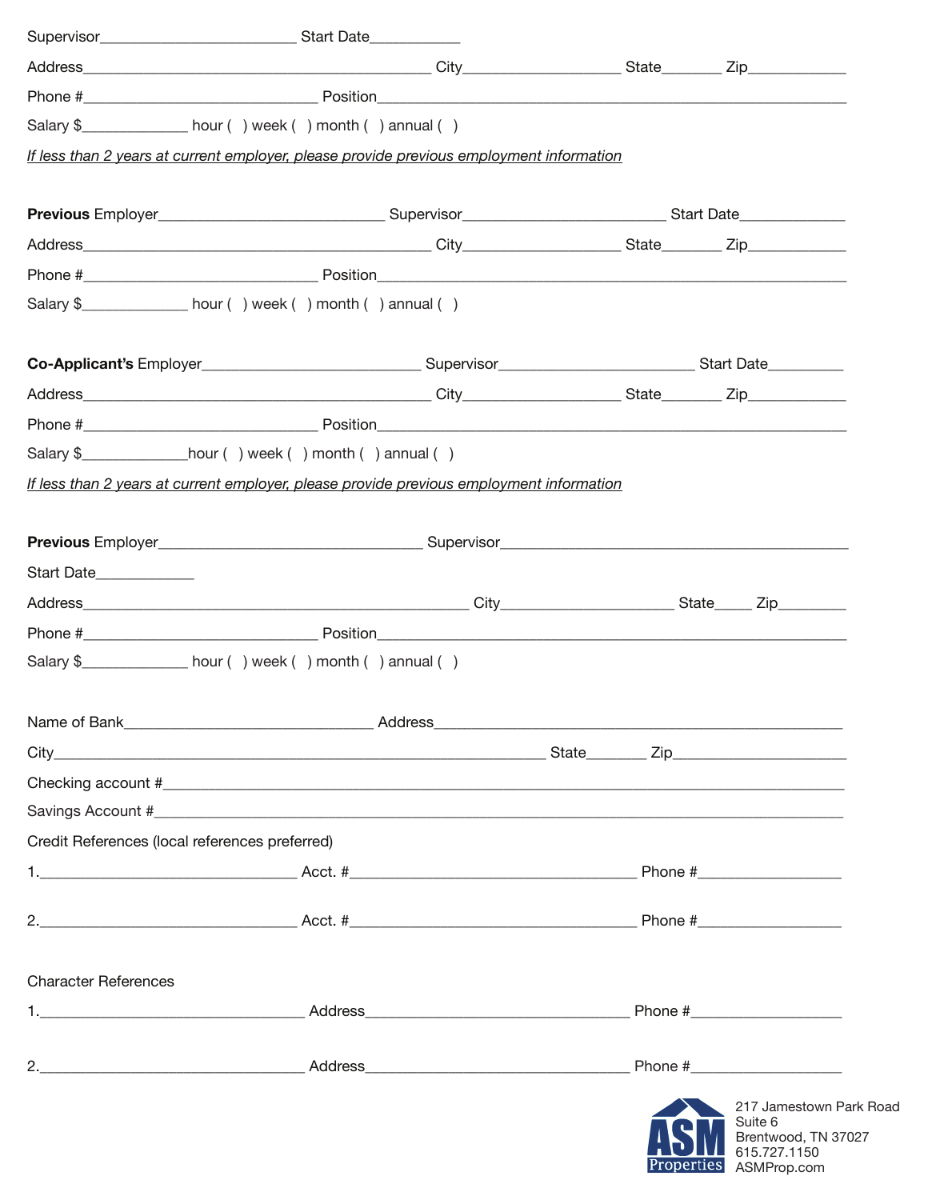Supervisor________________________ Start Date___________

Address____________________________________________ City___________________ State_______ Zip____________

Phone #_____________________________ Position_________________________________________________________

Salary $_____________ hour ( ) week ( ) month ( ) annual ( )

*If less than 2 years at current employer, please provide previous employment information*

**Previous** Employer____________________________ Supervisor_________________________ Start Date_____________

Address____________________________________________ City___________________ State_______ Zip____________

Phone #_____________________________ Position_________________________________________________________

Salary $_____________ hour ( ) week ( ) month ( ) annual ( )

**Co-Applicant's** Employer___________________________ Supervisor________________________ Start Date_________

Address____________________________________________ City___________________ State_______ Zip____________

Phone #_____________________________ Position_________________________________________________________

Salary $_____________hour ( ) week ( ) month ( ) annual ( )

*If less than 2 years at current employer, please provide previous employment information*

**Previous** Employer________________________________ Supervisor____________________________________________

Start Date____________

Address_________________________________________________ City_____________________ State_____ Zip________

Phone #_____________________________ Position_________________________________________________________

Salary $_____________ hour ( ) week ( ) month ( ) annual ( )

Name of Bank_______________________________ Address_________________________________________________

City_____________________________________________________________ State_______ Zip_____________________

Checking account #_______________________________________________________________________________

Savings Account #________________________________________________________________________________

Credit References (local references preferred)

1._______________________________ Acct. #___________________________________ Phone #_________________

2._______________________________ Acct. #___________________________________ Phone #_________________

Character References

1._________________________________ Address________________________________ Phone #__________________

2._________________________________ Address________________________________ Phone #__________________

ASM Properties
217 Jamestown Park Road
Suite 6
Brentwood, TN 37027
615.727.1150
ASMProp.com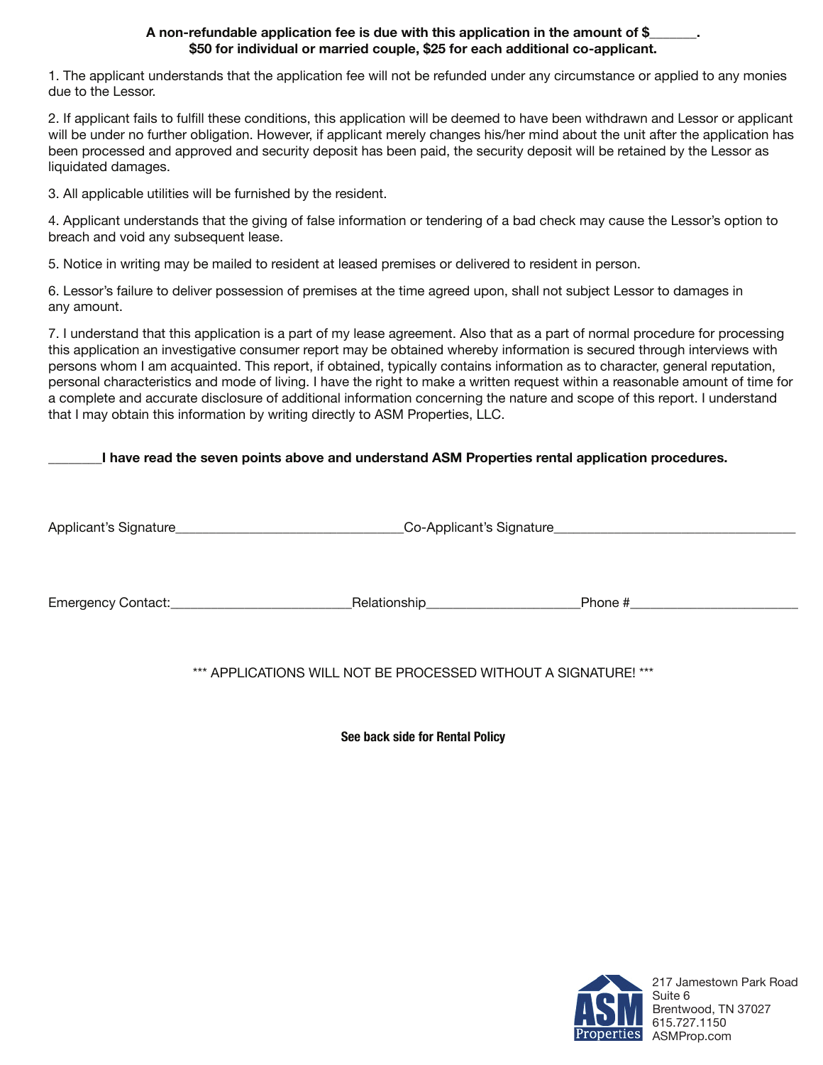**A non-refundable application fee is due with this application in the amount of $_______.**
**$50 for individual or married couple, $25 for each additional co-applicant.**

1. The applicant understands that the application fee will not be refunded under any circumstance or applied to any monies due to the Lessor.

2. If applicant fails to fulfill these conditions, this application will be deemed to have been withdrawn and Lessor or applicant will be under no further obligation. However, if applicant merely changes his/her mind about the unit after the application has been processed and approved and security deposit has been paid, the security deposit will be retained by the Lessor as liquidated damages.

3. All applicable utilities will be furnished by the resident.

4. Applicant understands that the giving of false information or tendering of a bad check may cause the Lessor's option to breach and void any subsequent lease.

5. Notice in writing may be mailed to resident at leased premises or delivered to resident in person.

6. Lessor's failure to deliver possession of premises at the time agreed upon, shall not subject Lessor to damages in any amount.

7. I understand that this application is a part of my lease agreement. Also that as a part of normal procedure for processing this application an investigative consumer report may be obtained whereby information is secured through interviews with persons whom I am acquainted. This report, if obtained, typically contains information as to character, general reputation, personal characteristics and mode of living. I have the right to make a written request within a reasonable amount of time for a complete and accurate disclosure of additional information concerning the nature and scope of this report. I understand that I may obtain this information by writing directly to ASM Properties, LLC.

________**I have read the seven points above and understand ASM Properties rental application procedures.**

Applicant's Signature________________________________Co-Applicant's Signature__________________________________

Emergency Contact:_________________________Relationship_____________________Phone #________________________

*** APPLICATIONS WILL NOT BE PROCESSED WITHOUT A SIGNATURE! ***

**See back side for Rental Policy**

ASM Properties
217 Jamestown Park Road
Suite 6
Brentwood, TN 37027
615.727.1150
ASMProp.com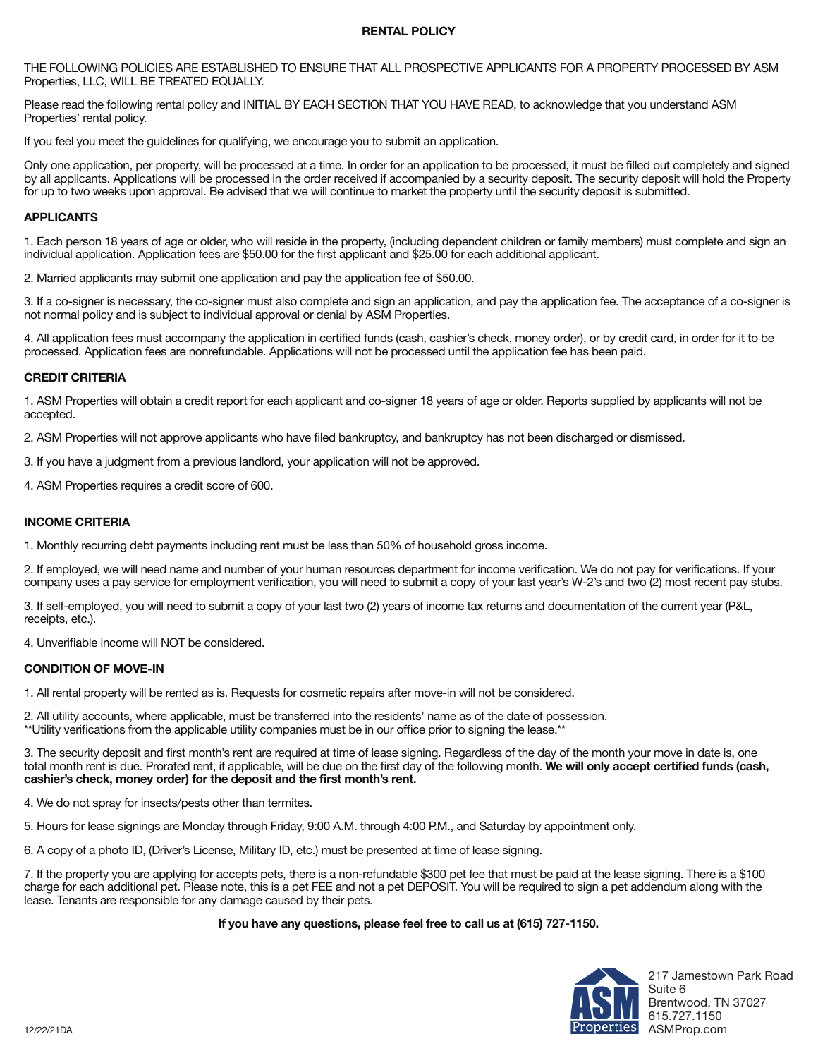# RENTAL POLICY

THE FOLLOWING POLICIES ARE ESTABLISHED TO ENSURE THAT ALL PROSPECTIVE APPLICANTS FOR A PROPERTY PROCESSED BY ASM Properties, LLC, WILL BE TREATED EQUALLY.

Please read the following rental policy and INITIAL BY EACH SECTION THAT YOU HAVE READ, to acknowledge that you understand ASM Properties' rental policy.

If you feel you meet the guidelines for qualifying, we encourage you to submit an application.

Only one application, per property, will be processed at a time. In order for an application to be processed, it must be filled out completely and signed by all applicants. Applications will be processed in the order received if accompanied by a security deposit. The security deposit will hold the Property for up to two weeks upon approval. Be advised that we will continue to market the property until the security deposit is submitted.

## APPLICANTS

1. Each person 18 years of age or older, who will reside in the property, (including dependent children or family members) must complete and sign an individual application. Application fees are $50.00 for the first applicant and $25.00 for each additional applicant.

2. Married applicants may submit one application and pay the application fee of $50.00.

3. If a co-signer is necessary, the co-signer must also complete and sign an application, and pay the application fee. The acceptance of a co-signer is not normal policy and is subject to individual approval or denial by ASM Properties.

4. All application fees must accompany the application in certified funds (cash, cashier's check, money order), or by credit card, in order for it to be processed. Application fees are nonrefundable. Applications will not be processed until the application fee has been paid.

## CREDIT CRITERIA

1. ASM Properties will obtain a credit report for each applicant and co-signer 18 years of age or older. Reports supplied by applicants will not be accepted.

2. ASM Properties will not approve applicants who have filed bankruptcy, and bankruptcy has not been discharged or dismissed.

3. If you have a judgment from a previous landlord, your application will not be approved.

4. ASM Properties requires a credit score of 600.

## INCOME CRITERIA

1. Monthly recurring debt payments including rent must be less than 50% of household gross income.

2. If employed, we will need name and number of your human resources department for income verification. We do not pay for verifications. If your company uses a pay service for employment verification, you will need to submit a copy of your last year's W-2's and two (2) most recent pay stubs.

3. If self-employed, you will need to submit a copy of your last two (2) years of income tax returns and documentation of the current year (P&L, receipts, etc.).

4. Unverifiable income will NOT be considered.

## CONDITION OF MOVE-IN

1. All rental property will be rented as is. Requests for cosmetic repairs after move-in will not be considered.

2. All utility accounts, where applicable, must be transferred into the residents' name as of the date of possession.
**Utility verifications from the applicable utility companies must be in our office prior to signing the lease.**

3. The security deposit and first month's rent are required at time of lease signing. Regardless of the day of the month your move in date is, one total month rent is due. Prorated rent, if applicable, will be due on the first day of the following month. **We will only accept certified funds (cash, cashier's check, money order) for the deposit and the first month's rent.**

4. We do not spray for insects/pests other than termites.

5. Hours for lease signings are Monday through Friday, 9:00 A.M. through 4:00 P.M., and Saturday by appointment only.

6. A copy of a photo ID, (Driver's License, Military ID, etc.) must be presented at time of lease signing.

7. If the property you are applying for accepts pets, there is a non-refundable $300 pet fee that must be paid at the lease signing. There is a $100 charge for each additional pet. Please note, this is a pet FEE and not a pet DEPOSIT. You will be required to sign a pet addendum along with the lease. Tenants are responsible for any damage caused by their pets.

**If you have any questions, please feel free to call us at (615) 727-1150.**

12/22/21DA

ASM Properties
217 Jamestown Park Road
Suite 6
Brentwood, TN 37027
615.727.1150
ASMProp.com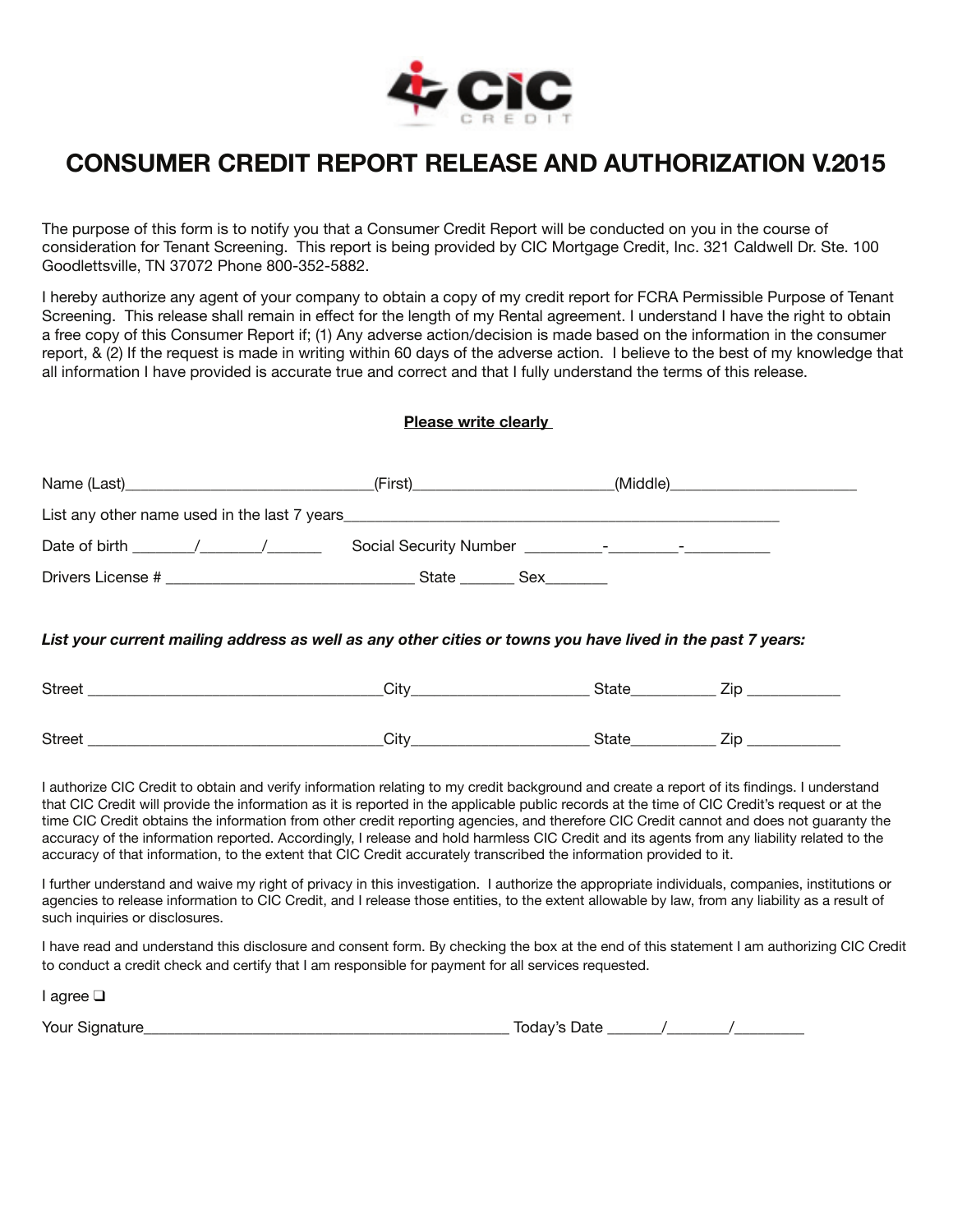CIC CREDIT

# CONSUMER CREDIT REPORT RELEASE AND AUTHORIZATION V.2015

The purpose of this form is to notify you that a Consumer Credit Report will be conducted on you in the course of consideration for Tenant Screening. This report is being provided by CIC Mortgage Credit, Inc. 321 Caldwell Dr. Ste. 100 Goodlettsville, TN 37072 Phone 800-352-5882.

I hereby authorize any agent of your company to obtain a copy of my credit report for FCRA Permissible Purpose of Tenant Screening. This release shall remain in effect for the length of my Rental agreement. I understand I have the right to obtain a free copy of this Consumer Report if; (1) Any adverse action/decision is made based on the information in the consumer report, & (2) If the request is made in writing within 60 days of the adverse action. I believe to the best of my knowledge that all information I have provided is accurate true and correct and that I fully understand the terms of this release.

**Please write clearly**

Name (Last)______________________________(First)________________________(Middle)_______________________

List any other name used in the last 7 years_______________________________________________________

Date of birth _______/_______/_______ Social Security Number _________-________-__________

Drivers License # ______________________________ State _______ Sex_______

***List your current mailing address as well as any other cities or towns you have lived in the past 7 years:***

Street ____________________________________City_____________________ State__________ Zip ___________

Street ____________________________________City_____________________ State__________ Zip ___________

I authorize CIC Credit to obtain and verify information relating to my credit background and create a report of its findings. I understand that CIC Credit will provide the information as it is reported in the applicable public records at the time of CIC Credit's request or at the time CIC Credit obtains the information from other credit reporting agencies, and therefore CIC Credit cannot and does not guaranty the accuracy of the information reported. Accordingly, I release and hold harmless CIC Credit and its agents from any liability related to the accuracy of that information, to the extent that CIC Credit accurately transcribed the information provided to it.

I further understand and waive my right of privacy in this investigation. I authorize the appropriate individuals, companies, institutions or agencies to release information to CIC Credit, and I release those entities, to the extent allowable by law, from any liability as a result of such inquiries or disclosures.

I have read and understand this disclosure and consent form. By checking the box at the end of this statement I am authorizing CIC Credit to conduct a credit check and certify that I am responsible for payment for all services requested.

I agree ❑

Your Signature_____________________________________________ Today's Date ______/_______/________